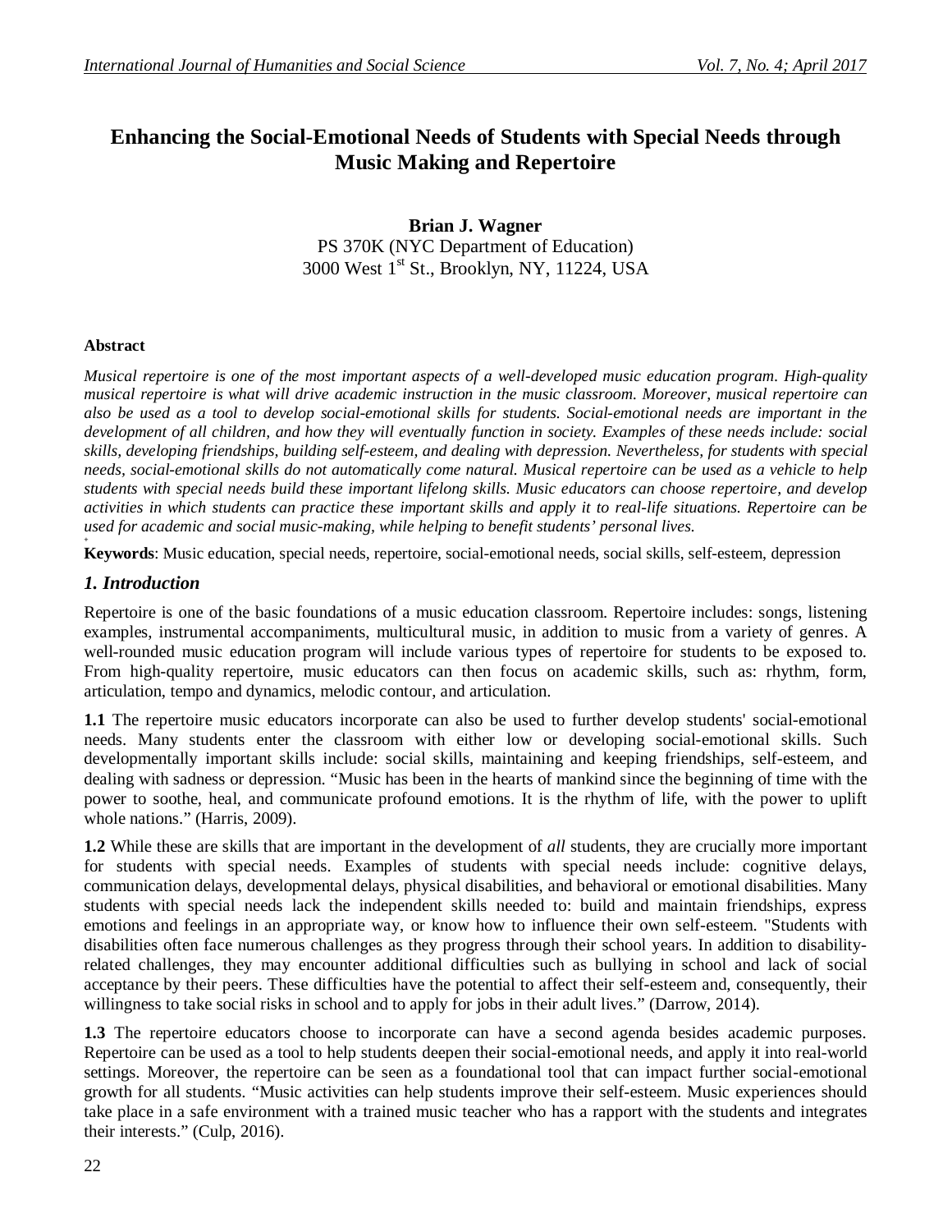# Enhancing the Social-Emotional Needs of Students with Special Needs through Music Making and Repertoire

**Brian J. Wagner**
PS 370K (NYC Department of Education)
3000 West 1st St., Brooklyn, NY, 11224, USA

**Abstract**

*Musical repertoire is one of the most important aspects of a well-developed music education program. High-quality musical repertoire is what will drive academic instruction in the music classroom. Moreover, musical repertoire can also be used as a tool to develop social-emotional skills for students. Social-emotional needs are important in the development of all children, and how they will eventually function in society. Examples of these needs include: social skills, developing friendships, building self-esteem, and dealing with depression. Nevertheless, for students with special needs, social-emotional skills do not automatically come natural. Musical repertoire can be used as a vehicle to help students with special needs build these important lifelong skills. Music educators can choose repertoire, and develop activities in which students can practice these important skills and apply it to real-life situations. Repertoire can be used for academic and social music-making, while helping to benefit students' personal lives.*

**Keywords**: Music education, special needs, repertoire, social-emotional needs, social skills, self-esteem, depression

## *1. Introduction*

Repertoire is one of the basic foundations of a music education classroom. Repertoire includes: songs, listening examples, instrumental accompaniments, multicultural music, in addition to music from a variety of genres. A well-rounded music education program will include various types of repertoire for students to be exposed to. From high-quality repertoire, music educators can then focus on academic skills, such as: rhythm, form, articulation, tempo and dynamics, melodic contour, and articulation.

**1.1** The repertoire music educators incorporate can also be used to further develop students' social-emotional needs. Many students enter the classroom with either low or developing social-emotional skills. Such developmentally important skills include: social skills, maintaining and keeping friendships, self-esteem, and dealing with sadness or depression. "Music has been in the hearts of mankind since the beginning of time with the power to soothe, heal, and communicate profound emotions. It is the rhythm of life, with the power to uplift whole nations." (Harris, 2009).

**1.2** While these are skills that are important in the development of *all* students, they are crucially more important for students with special needs. Examples of students with special needs include: cognitive delays, communication delays, developmental delays, physical disabilities, and behavioral or emotional disabilities. Many students with special needs lack the independent skills needed to: build and maintain friendships, express emotions and feelings in an appropriate way, or know how to influence their own self-esteem. "Students with disabilities often face numerous challenges as they progress through their school years. In addition to disability-related challenges, they may encounter additional difficulties such as bullying in school and lack of social acceptance by their peers. These difficulties have the potential to affect their self-esteem and, consequently, their willingness to take social risks in school and to apply for jobs in their adult lives." (Darrow, 2014).

**1.3** The repertoire educators choose to incorporate can have a second agenda besides academic purposes. Repertoire can be used as a tool to help students deepen their social-emotional needs, and apply it into real-world settings. Moreover, the repertoire can be seen as a foundational tool that can impact further social-emotional growth for all students. "Music activities can help students improve their self-esteem. Music experiences should take place in a safe environment with a trained music teacher who has a rapport with the students and integrates their interests." (Culp, 2016).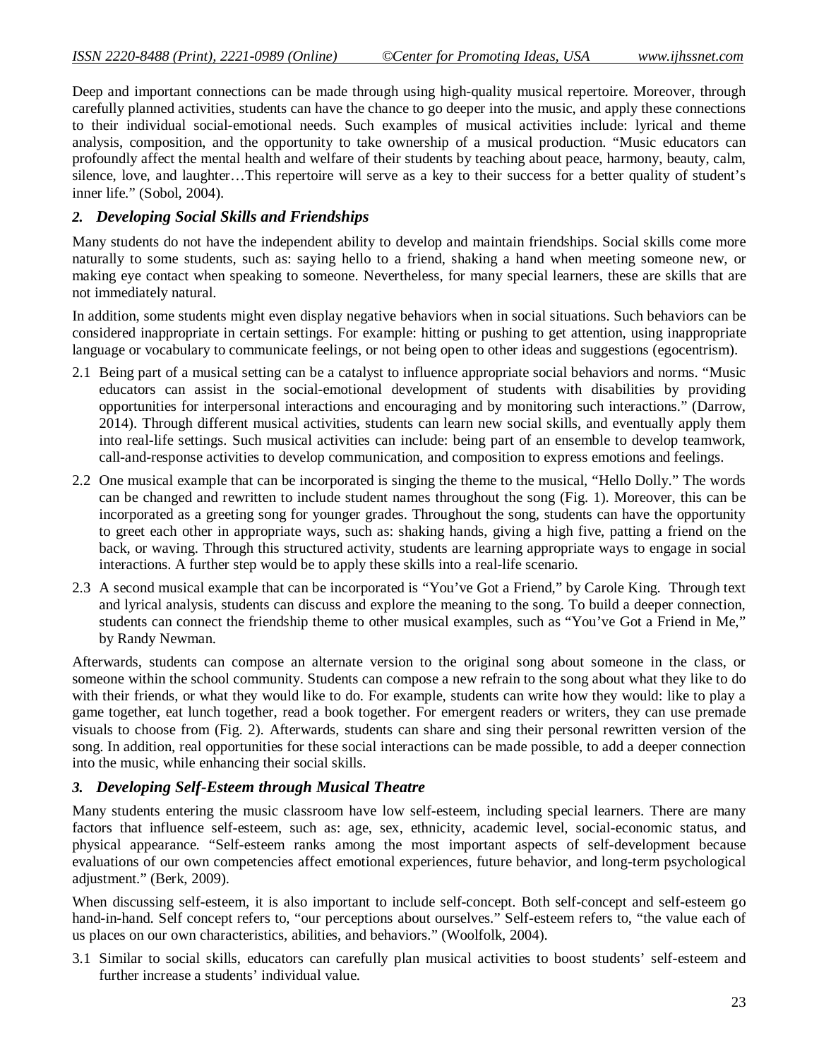Deep and important connections can be made through using high-quality musical repertoire. Moreover, through carefully planned activities, students can have the chance to go deeper into the music, and apply these connections to their individual social-emotional needs. Such examples of musical activities include: lyrical and theme analysis, composition, and the opportunity to take ownership of a musical production. "Music educators can profoundly affect the mental health and welfare of their students by teaching about peace, harmony, beauty, calm, silence, love, and laughter…This repertoire will serve as a key to their success for a better quality of student's inner life." (Sobol, 2004).

## *2. Developing Social Skills and Friendships*

Many students do not have the independent ability to develop and maintain friendships. Social skills come more naturally to some students, such as: saying hello to a friend, shaking a hand when meeting someone new, or making eye contact when speaking to someone. Nevertheless, for many special learners, these are skills that are not immediately natural.

In addition, some students might even display negative behaviors when in social situations. Such behaviors can be considered inappropriate in certain settings. For example: hitting or pushing to get attention, using inappropriate language or vocabulary to communicate feelings, or not being open to other ideas and suggestions (egocentrism).

2.1 Being part of a musical setting can be a catalyst to influence appropriate social behaviors and norms. "Music educators can assist in the social-emotional development of students with disabilities by providing opportunities for interpersonal interactions and encouraging and by monitoring such interactions." (Darrow, 2014). Through different musical activities, students can learn new social skills, and eventually apply them into real-life settings. Such musical activities can include: being part of an ensemble to develop teamwork, call-and-response activities to develop communication, and composition to express emotions and feelings.

2.2 One musical example that can be incorporated is singing the theme to the musical, "Hello Dolly." The words can be changed and rewritten to include student names throughout the song (Fig. 1). Moreover, this can be incorporated as a greeting song for younger grades. Throughout the song, students can have the opportunity to greet each other in appropriate ways, such as: shaking hands, giving a high five, patting a friend on the back, or waving. Through this structured activity, students are learning appropriate ways to engage in social interactions. A further step would be to apply these skills into a real-life scenario.

2.3 A second musical example that can be incorporated is "You've Got a Friend," by Carole King. Through text and lyrical analysis, students can discuss and explore the meaning to the song. To build a deeper connection, students can connect the friendship theme to other musical examples, such as "You've Got a Friend in Me," by Randy Newman.

Afterwards, students can compose an alternate version to the original song about someone in the class, or someone within the school community. Students can compose a new refrain to the song about what they like to do with their friends, or what they would like to do. For example, students can write how they would: like to play a game together, eat lunch together, read a book together. For emergent readers or writers, they can use premade visuals to choose from (Fig. 2). Afterwards, students can share and sing their personal rewritten version of the song. In addition, real opportunities for these social interactions can be made possible, to add a deeper connection into the music, while enhancing their social skills.

## *3. Developing Self-Esteem through Musical Theatre*

Many students entering the music classroom have low self-esteem, including special learners. There are many factors that influence self-esteem, such as: age, sex, ethnicity, academic level, social-economic status, and physical appearance. "Self-esteem ranks among the most important aspects of self-development because evaluations of our own competencies affect emotional experiences, future behavior, and long-term psychological adjustment." (Berk, 2009).

When discussing self-esteem, it is also important to include self-concept. Both self-concept and self-esteem go hand-in-hand. Self concept refers to, "our perceptions about ourselves." Self-esteem refers to, "the value each of us places on our own characteristics, abilities, and behaviors." (Woolfolk, 2004).

3.1 Similar to social skills, educators can carefully plan musical activities to boost students' self-esteem and further increase a students' individual value.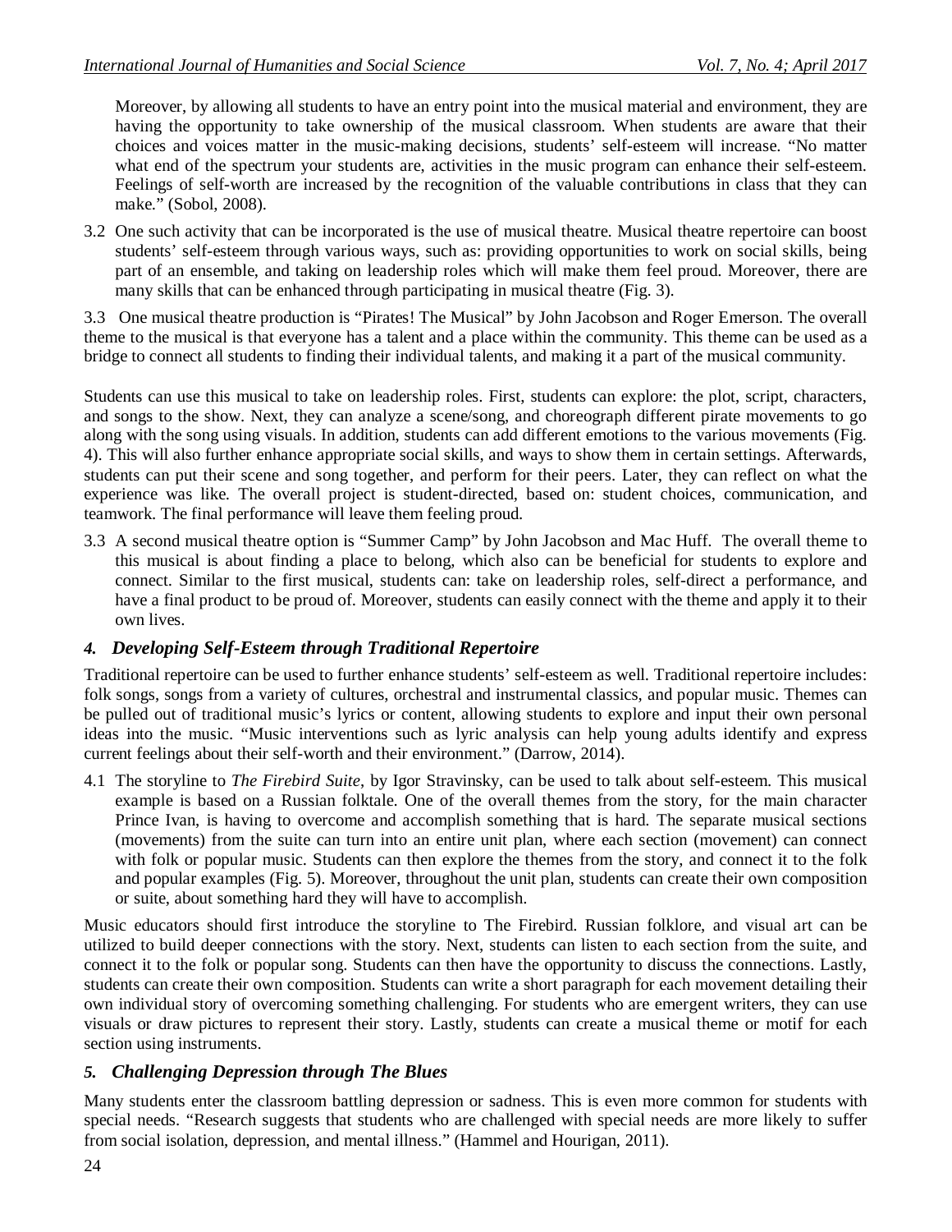Moreover, by allowing all students to have an entry point into the musical material and environment, they are having the opportunity to take ownership of the musical classroom. When students are aware that their choices and voices matter in the music-making decisions, students' self-esteem will increase. "No matter what end of the spectrum your students are, activities in the music program can enhance their self-esteem. Feelings of self-worth are increased by the recognition of the valuable contributions in class that they can make." (Sobol, 2008).

3.2 One such activity that can be incorporated is the use of musical theatre. Musical theatre repertoire can boost students' self-esteem through various ways, such as: providing opportunities to work on social skills, being part of an ensemble, and taking on leadership roles which will make them feel proud. Moreover, there are many skills that can be enhanced through participating in musical theatre (Fig. 3).

3.3 One musical theatre production is "Pirates! The Musical" by John Jacobson and Roger Emerson. The overall theme to the musical is that everyone has a talent and a place within the community. This theme can be used as a bridge to connect all students to finding their individual talents, and making it a part of the musical community.

Students can use this musical to take on leadership roles. First, students can explore: the plot, script, characters, and songs to the show. Next, they can analyze a scene/song, and choreograph different pirate movements to go along with the song using visuals. In addition, students can add different emotions to the various movements (Fig. 4). This will also further enhance appropriate social skills, and ways to show them in certain settings. Afterwards, students can put their scene and song together, and perform for their peers. Later, they can reflect on what the experience was like. The overall project is student-directed, based on: student choices, communication, and teamwork. The final performance will leave them feeling proud.

3.3 A second musical theatre option is "Summer Camp" by John Jacobson and Mac Huff. The overall theme to this musical is about finding a place to belong, which also can be beneficial for students to explore and connect. Similar to the first musical, students can: take on leadership roles, self-direct a performance, and have a final product to be proud of. Moreover, students can easily connect with the theme and apply it to their own lives.

### *4. Developing Self-Esteem through Traditional Repertoire*

Traditional repertoire can be used to further enhance students' self-esteem as well. Traditional repertoire includes: folk songs, songs from a variety of cultures, orchestral and instrumental classics, and popular music. Themes can be pulled out of traditional music's lyrics or content, allowing students to explore and input their own personal ideas into the music. "Music interventions such as lyric analysis can help young adults identify and express current feelings about their self-worth and their environment." (Darrow, 2014).

4.1 The storyline to *The Firebird Suite*, by Igor Stravinsky, can be used to talk about self-esteem. This musical example is based on a Russian folktale. One of the overall themes from the story, for the main character Prince Ivan, is having to overcome and accomplish something that is hard. The separate musical sections (movements) from the suite can turn into an entire unit plan, where each section (movement) can connect with folk or popular music. Students can then explore the themes from the story, and connect it to the folk and popular examples (Fig. 5). Moreover, throughout the unit plan, students can create their own composition or suite, about something hard they will have to accomplish.

Music educators should first introduce the storyline to The Firebird. Russian folklore, and visual art can be utilized to build deeper connections with the story. Next, students can listen to each section from the suite, and connect it to the folk or popular song. Students can then have the opportunity to discuss the connections. Lastly, students can create their own composition. Students can write a short paragraph for each movement detailing their own individual story of overcoming something challenging. For students who are emergent writers, they can use visuals or draw pictures to represent their story. Lastly, students can create a musical theme or motif for each section using instruments.

### *5. Challenging Depression through The Blues*

Many students enter the classroom battling depression or sadness. This is even more common for students with special needs. "Research suggests that students who are challenged with special needs are more likely to suffer from social isolation, depression, and mental illness." (Hammel and Hourigan, 2011).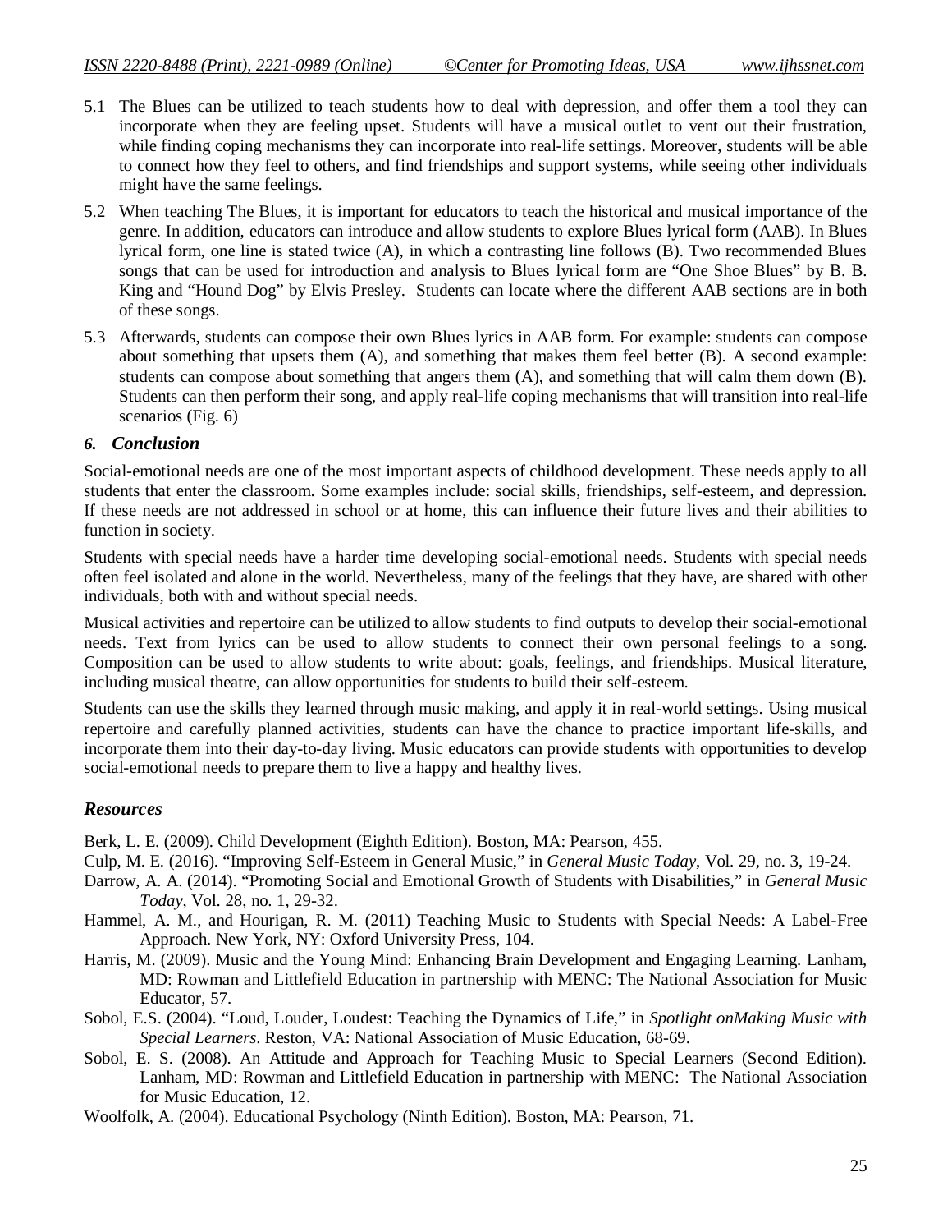5.1 The Blues can be utilized to teach students how to deal with depression, and offer them a tool they can incorporate when they are feeling upset. Students will have a musical outlet to vent out their frustration, while finding coping mechanisms they can incorporate into real-life settings. Moreover, students will be able to connect how they feel to others, and find friendships and support systems, while seeing other individuals might have the same feelings.

5.2 When teaching The Blues, it is important for educators to teach the historical and musical importance of the genre. In addition, educators can introduce and allow students to explore Blues lyrical form (AAB). In Blues lyrical form, one line is stated twice (A), in which a contrasting line follows (B). Two recommended Blues songs that can be used for introduction and analysis to Blues lyrical form are "One Shoe Blues" by B. B. King and "Hound Dog" by Elvis Presley. Students can locate where the different AAB sections are in both of these songs.

5.3 Afterwards, students can compose their own Blues lyrics in AAB form. For example: students can compose about something that upsets them (A), and something that makes them feel better (B). A second example: students can compose about something that angers them (A), and something that will calm them down (B). Students can then perform their song, and apply real-life coping mechanisms that will transition into real-life scenarios (Fig. 6)

## *6. Conclusion*

Social-emotional needs are one of the most important aspects of childhood development. These needs apply to all students that enter the classroom. Some examples include: social skills, friendships, self-esteem, and depression. If these needs are not addressed in school or at home, this can influence their future lives and their abilities to function in society.

Students with special needs have a harder time developing social-emotional needs. Students with special needs often feel isolated and alone in the world. Nevertheless, many of the feelings that they have, are shared with other individuals, both with and without special needs.

Musical activities and repertoire can be utilized to allow students to find outputs to develop their social-emotional needs. Text from lyrics can be used to allow students to connect their own personal feelings to a song. Composition can be used to allow students to write about: goals, feelings, and friendships. Musical literature, including musical theatre, can allow opportunities for students to build their self-esteem.

Students can use the skills they learned through music making, and apply it in real-world settings. Using musical repertoire and carefully planned activities, students can have the chance to practice important life-skills, and incorporate them into their day-to-day living. Music educators can provide students with opportunities to develop social-emotional needs to prepare them to live a happy and healthy lives.

## *Resources*

Berk, L. E. (2009). Child Development (Eighth Edition). Boston, MA: Pearson, 455.

Culp, M. E. (2016). "Improving Self-Esteem in General Music," in *General Music Today*, Vol. 29, no. 3, 19-24.

Darrow, A. A. (2014). "Promoting Social and Emotional Growth of Students with Disabilities," in *General Music Today*, Vol. 28, no. 1, 29-32.

Hammel, A. M., and Hourigan, R. M. (2011) Teaching Music to Students with Special Needs: A Label-Free Approach. New York, NY: Oxford University Press, 104.

Harris, M. (2009). Music and the Young Mind: Enhancing Brain Development and Engaging Learning. Lanham, MD: Rowman and Littlefield Education in partnership with MENC: The National Association for Music Educator, 57.

Sobol, E.S. (2004). "Loud, Louder, Loudest: Teaching the Dynamics of Life," in *Spotlight onMaking Music with Special Learners*. Reston, VA: National Association of Music Education, 68-69.

Sobol, E. S. (2008). An Attitude and Approach for Teaching Music to Special Learners (Second Edition). Lanham, MD: Rowman and Littlefield Education in partnership with MENC: The National Association for Music Education, 12.

Woolfolk, A. (2004). Educational Psychology (Ninth Edition). Boston, MA: Pearson, 71.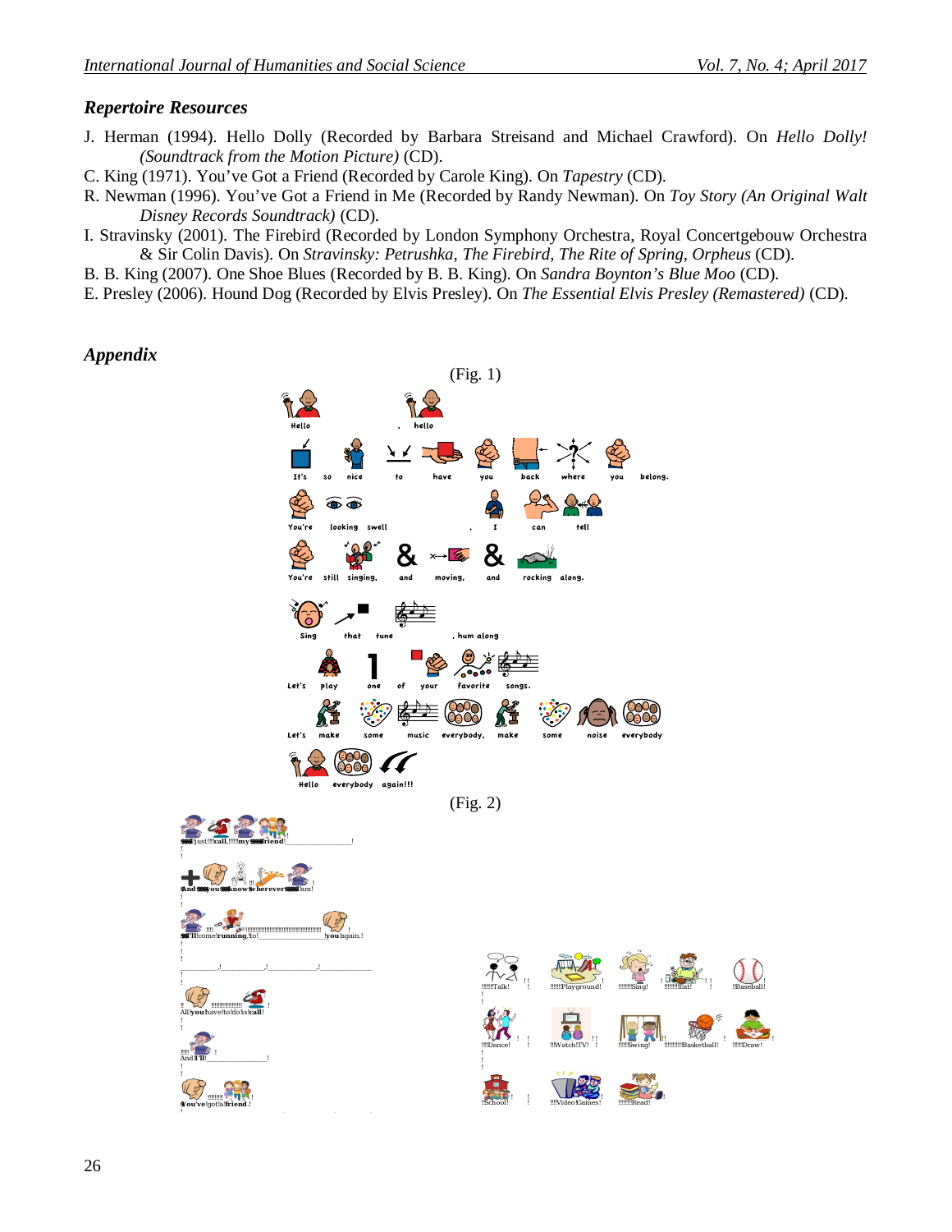### *Repertoire Resources*

J. Herman (1994). Hello Dolly (Recorded by Barbara Streisand and Michael Crawford). On *Hello Dolly! (Soundtrack from the Motion Picture)* (CD).

C. King (1971). You've Got a Friend (Recorded by Carole King). On *Tapestry* (CD).

R. Newman (1996). You've Got a Friend in Me (Recorded by Randy Newman). On *Toy Story (An Original Walt Disney Records Soundtrack)* (CD).

I. Stravinsky (2001). The Firebird (Recorded by London Symphony Orchestra, Royal Concertgebouw Orchestra & Sir Colin Davis). On *Stravinsky: Petrushka, The Firebird, The Rite of Spring, Orpheus* (CD).

B. B. King (2007). One Shoe Blues (Recorded by B. B. King). On *Sandra Boynton's Blue Moo* (CD).

E. Presley (2006). Hound Dog (Recorded by Elvis Presley). On *The Essential Elvis Presley (Remastered)* (CD).

### *Appendix*

(Fig. 1)

Hello , hello

It's so nice to have you back where you belong.

You're looking swell , I can tell

You're still singing, and moving, and rocking along.

Sing that tune , hum along

Let's play one of your favorite songs.

Let's make some music everybody, make some noise everybody

Hello everybody again!!!

(Fig. 2)

I just call my friend!

And you know wherever I am!

I'll come running, to! you again.

All you have to do is call!

And I'll!

You've got a friend.!

Talk! Playground! Sing! Eat! Baseball!

Dance! Watch TV! Swing! Basketball! Draw!

School! Video Games! Read!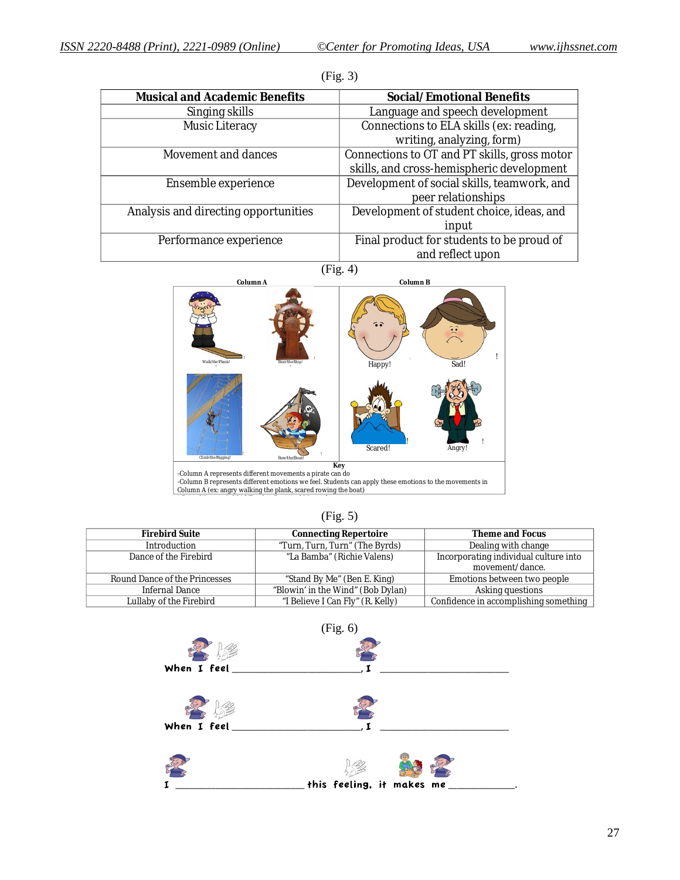(Fig. 3)

| Musical and Academic Benefits | Social/Emotional Benefits |
|---|---|
| Singing skills | Language and speech development |
| Music Literacy | Connections to ELA skills (ex: reading, writing, analyzing, form) |
| Movement and dances | Connections to OT and PT skills, gross motor skills, and cross-hemispheric development |
| Ensemble experience | Development of social skills, teamwork, and peer relationships |
| Analysis and directing opportunities | Development of student choice, ideas, and input |
| Performance experience | Final product for students to be proud of and reflect upon |

(Fig. 4)

Column A

Walk the Plank!

Steer the Ship!

Climb the Rigging!

Row the Boat!

Column B

Happy!

Sad!

Scared!

Angry!

Key

-Column A represents different movements a pirate can do

-Column B represents different emotions we feel. Students can apply these emotions to the movements in Column A (ex: angry walking the plank, scared rowing the boat)

(Fig. 5)

| Firebird Suite | Connecting Repertoire | Theme and Focus |
|---|---|---|
| Introduction | "Turn, Turn, Turn" (The Byrds) | Dealing with change |
| Dance of the Firebird | "La Bamba" (Richie Valens) | Incorporating individual culture into movement/dance. |
| Round Dance of the Princesses | "Stand By Me" (Ben E. King) | Emotions between two people |
| Infernal Dance | "Blowin' in the Wind" (Bob Dylan) | Asking questions |
| Lullaby of the Firebird | "I Believe I Can Fly" (R. Kelly) | Confidence in accomplishing something |

(Fig. 6)

When I feel ________________________, I ________________________

When I feel ________________________, I ________________________

I ________________________ this feeling, it makes me ____________.